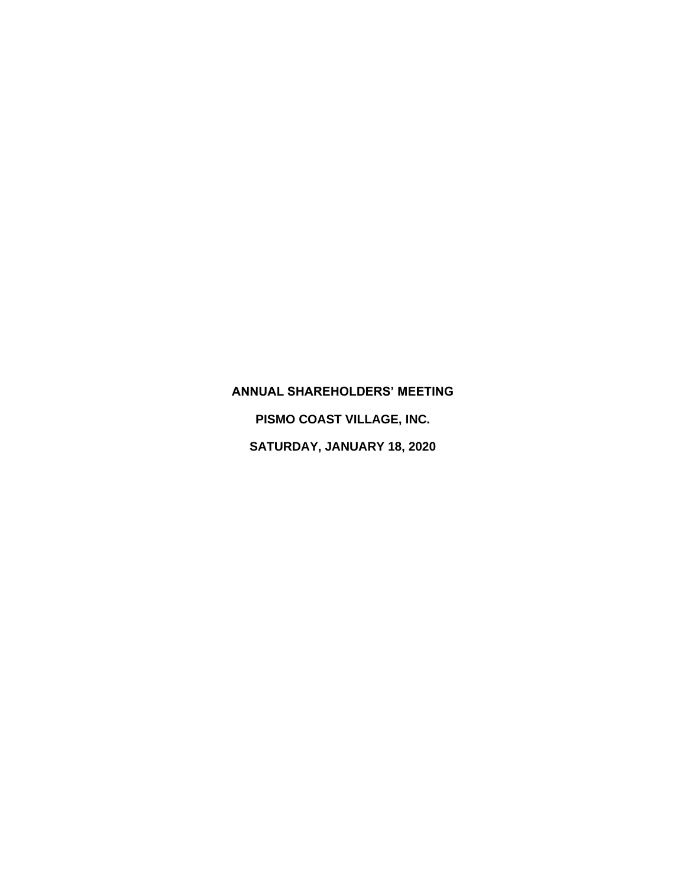# ANNUAL SHAREHOLDERS' MEETING

# PISMO COAST VILLAGE, INC.

# SATURDAY, JANUARY 18, 2020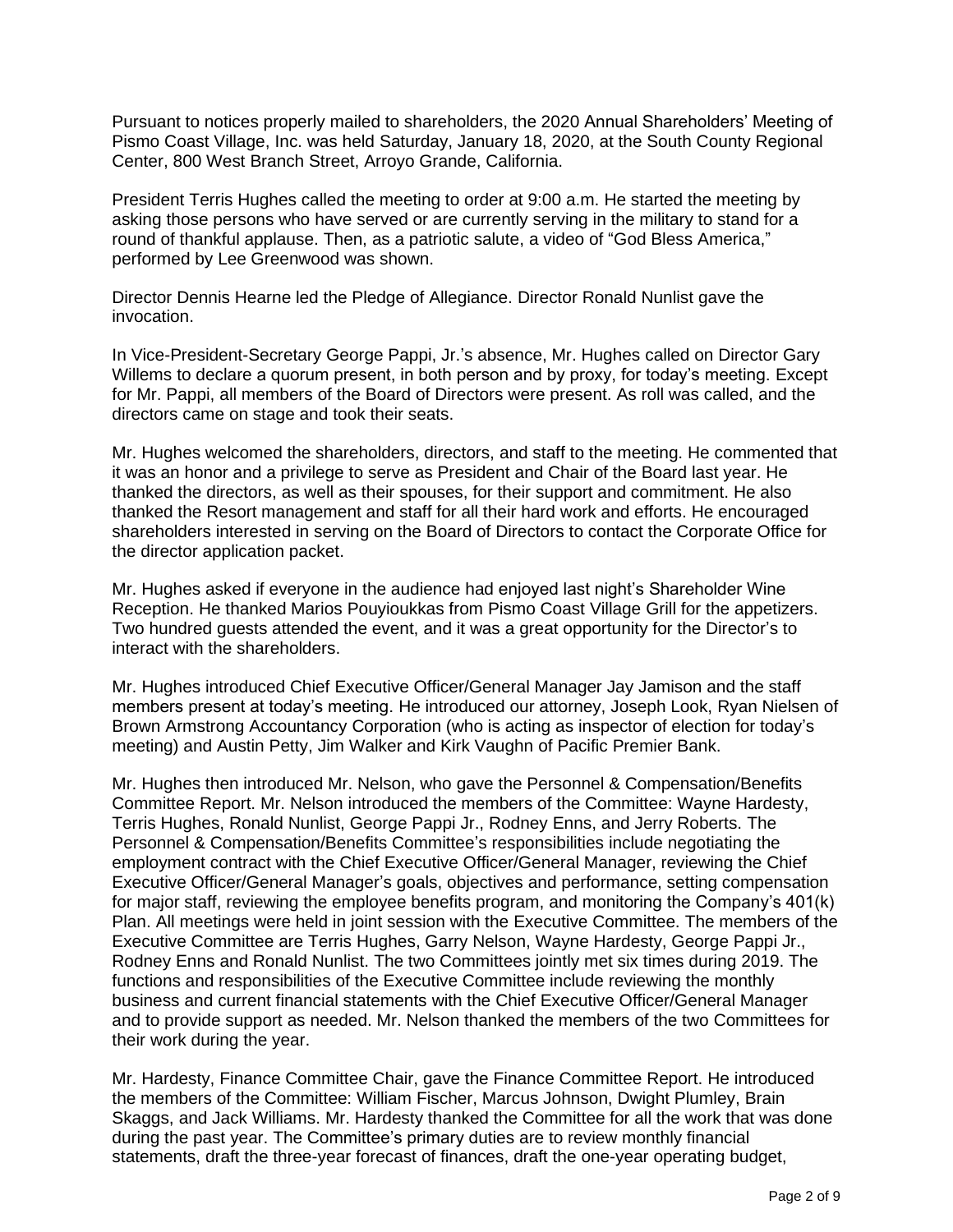Pursuant to notices properly mailed to shareholders, the 2020 Annual Shareholders' Meeting of Pismo Coast Village, Inc. was held Saturday, January 18, 2020, at the South County Regional Center, 800 West Branch Street, Arroyo Grande, California.

President Terris Hughes called the meeting to order at 9:00 a.m. He started the meeting by asking those persons who have served or are currently serving in the military to stand for a round of thankful applause. Then, as a patriotic salute, a video of "God Bless America," performed by Lee Greenwood was shown.

Director Dennis Hearne led the Pledge of Allegiance. Director Ronald Nunlist gave the invocation.

In Vice-President-Secretary George Pappi, Jr.'s absence, Mr. Hughes called on Director Gary Willems to declare a quorum present, in both person and by proxy, for today's meeting. Except for Mr. Pappi, all members of the Board of Directors were present. As roll was called, and the directors came on stage and took their seats.

Mr. Hughes welcomed the shareholders, directors, and staff to the meeting. He commented that it was an honor and a privilege to serve as President and Chair of the Board last year. He thanked the directors, as well as their spouses, for their support and commitment. He also thanked the Resort management and staff for all their hard work and efforts. He encouraged shareholders interested in serving on the Board of Directors to contact the Corporate Office for the director application packet.

Mr. Hughes asked if everyone in the audience had enjoyed last night's Shareholder Wine Reception. He thanked Marios Pouyioukkas from Pismo Coast Village Grill for the appetizers. Two hundred guests attended the event, and it was a great opportunity for the Director's to interact with the shareholders.

Mr. Hughes introduced Chief Executive Officer/General Manager Jay Jamison and the staff members present at today's meeting. He introduced our attorney, Joseph Look, Ryan Nielsen of Brown Armstrong Accountancy Corporation (who is acting as inspector of election for today's meeting) and Austin Petty, Jim Walker and Kirk Vaughn of Pacific Premier Bank.

Mr. Hughes then introduced Mr. Nelson, who gave the Personnel & Compensation/Benefits Committee Report. Mr. Nelson introduced the members of the Committee: Wayne Hardesty, Terris Hughes, Ronald Nunlist, George Pappi Jr., Rodney Enns, and Jerry Roberts. The Personnel & Compensation/Benefits Committee's responsibilities include negotiating the employment contract with the Chief Executive Officer/General Manager, reviewing the Chief Executive Officer/General Manager's goals, objectives and performance, setting compensation for major staff, reviewing the employee benefits program, and monitoring the Company's 401(k) Plan. All meetings were held in joint session with the Executive Committee. The members of the Executive Committee are Terris Hughes, Garry Nelson, Wayne Hardesty, George Pappi Jr., Rodney Enns and Ronald Nunlist. The two Committees jointly met six times during 2019. The functions and responsibilities of the Executive Committee include reviewing the monthly business and current financial statements with the Chief Executive Officer/General Manager and to provide support as needed. Mr. Nelson thanked the members of the two Committees for their work during the year.

Mr. Hardesty, Finance Committee Chair, gave the Finance Committee Report. He introduced the members of the Committee: William Fischer, Marcus Johnson, Dwight Plumley, Brain Skaggs, and Jack Williams. Mr. Hardesty thanked the Committee for all the work that was done during the past year. The Committee's primary duties are to review monthly financial statements, draft the three-year forecast of finances, draft the one-year operating budget,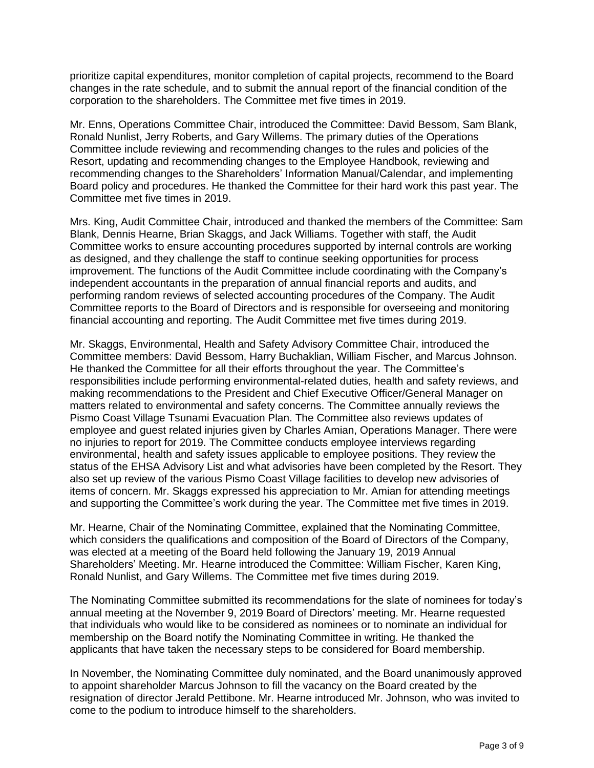prioritize capital expenditures, monitor completion of capital projects, recommend to the Board changes in the rate schedule, and to submit the annual report of the financial condition of the corporation to the shareholders. The Committee met five times in 2019.

Mr. Enns, Operations Committee Chair, introduced the Committee: David Bessom, Sam Blank, Ronald Nunlist, Jerry Roberts, and Gary Willems. The primary duties of the Operations Committee include reviewing and recommending changes to the rules and policies of the Resort, updating and recommending changes to the Employee Handbook, reviewing and recommending changes to the Shareholders' Information Manual/Calendar, and implementing Board policy and procedures. He thanked the Committee for their hard work this past year. The Committee met five times in 2019.

Mrs. King, Audit Committee Chair, introduced and thanked the members of the Committee: Sam Blank, Dennis Hearne, Brian Skaggs, and Jack Williams. Together with staff, the Audit Committee works to ensure accounting procedures supported by internal controls are working as designed, and they challenge the staff to continue seeking opportunities for process improvement. The functions of the Audit Committee include coordinating with the Company's independent accountants in the preparation of annual financial reports and audits, and performing random reviews of selected accounting procedures of the Company. The Audit Committee reports to the Board of Directors and is responsible for overseeing and monitoring financial accounting and reporting. The Audit Committee met five times during 2019.

Mr. Skaggs, Environmental, Health and Safety Advisory Committee Chair, introduced the Committee members: David Bessom, Harry Buchaklian, William Fischer, and Marcus Johnson. He thanked the Committee for all their efforts throughout the year. The Committee's responsibilities include performing environmental-related duties, health and safety reviews, and making recommendations to the President and Chief Executive Officer/General Manager on matters related to environmental and safety concerns. The Committee annually reviews the Pismo Coast Village Tsunami Evacuation Plan. The Committee also reviews updates of employee and guest related injuries given by Charles Amian, Operations Manager. There were no injuries to report for 2019. The Committee conducts employee interviews regarding environmental, health and safety issues applicable to employee positions. They review the status of the EHSA Advisory List and what advisories have been completed by the Resort. They also set up review of the various Pismo Coast Village facilities to develop new advisories of items of concern. Mr. Skaggs expressed his appreciation to Mr. Amian for attending meetings and supporting the Committee's work during the year. The Committee met five times in 2019.

Mr. Hearne, Chair of the Nominating Committee, explained that the Nominating Committee, which considers the qualifications and composition of the Board of Directors of the Company, was elected at a meeting of the Board held following the January 19, 2019 Annual Shareholders' Meeting. Mr. Hearne introduced the Committee: William Fischer, Karen King, Ronald Nunlist, and Gary Willems. The Committee met five times during 2019.

The Nominating Committee submitted its recommendations for the slate of nominees for today's annual meeting at the November 9, 2019 Board of Directors' meeting. Mr. Hearne requested that individuals who would like to be considered as nominees or to nominate an individual for membership on the Board notify the Nominating Committee in writing. He thanked the applicants that have taken the necessary steps to be considered for Board membership.

In November, the Nominating Committee duly nominated, and the Board unanimously approved to appoint shareholder Marcus Johnson to fill the vacancy on the Board created by the resignation of director Jerald Pettibone. Mr. Hearne introduced Mr. Johnson, who was invited to come to the podium to introduce himself to the shareholders.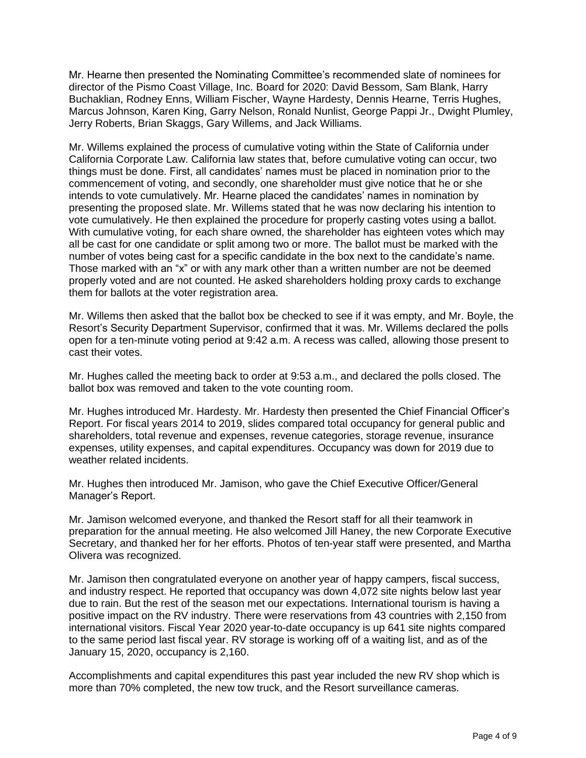Mr. Hearne then presented the Nominating Committee's recommended slate of nominees for director of the Pismo Coast Village, Inc. Board for 2020: David Bessom, Sam Blank, Harry Buchaklian, Rodney Enns, William Fischer, Wayne Hardesty, Dennis Hearne, Terris Hughes, Marcus Johnson, Karen King, Garry Nelson, Ronald Nunlist, George Pappi Jr., Dwight Plumley, Jerry Roberts, Brian Skaggs, Gary Willems, and Jack Williams.

Mr. Willems explained the process of cumulative voting within the State of California under California Corporate Law. California law states that, before cumulative voting can occur, two things must be done. First, all candidates' names must be placed in nomination prior to the commencement of voting, and secondly, one shareholder must give notice that he or she intends to vote cumulatively. Mr. Hearne placed the candidates' names in nomination by presenting the proposed slate. Mr. Willems stated that he was now declaring his intention to vote cumulatively. He then explained the procedure for properly casting votes using a ballot. With cumulative voting, for each share owned, the shareholder has eighteen votes which may all be cast for one candidate or split among two or more. The ballot must be marked with the number of votes being cast for a specific candidate in the box next to the candidate's name. Those marked with an "x" or with any mark other than a written number are not be deemed properly voted and are not counted. He asked shareholders holding proxy cards to exchange them for ballots at the voter registration area.

Mr. Willems then asked that the ballot box be checked to see if it was empty, and Mr. Boyle, the Resort's Security Department Supervisor, confirmed that it was. Mr. Willems declared the polls open for a ten-minute voting period at 9:42 a.m. A recess was called, allowing those present to cast their votes.

Mr. Hughes called the meeting back to order at 9:53 a.m., and declared the polls closed. The ballot box was removed and taken to the vote counting room.

Mr. Hughes introduced Mr. Hardesty. Mr. Hardesty then presented the Chief Financial Officer's Report. For fiscal years 2014 to 2019, slides compared total occupancy for general public and shareholders, total revenue and expenses, revenue categories, storage revenue, insurance expenses, utility expenses, and capital expenditures. Occupancy was down for 2019 due to weather related incidents.

Mr. Hughes then introduced Mr. Jamison, who gave the Chief Executive Officer/General Manager's Report.

Mr. Jamison welcomed everyone, and thanked the Resort staff for all their teamwork in preparation for the annual meeting. He also welcomed Jill Haney, the new Corporate Executive Secretary, and thanked her for her efforts. Photos of ten-year staff were presented, and Martha Olivera was recognized.

Mr. Jamison then congratulated everyone on another year of happy campers, fiscal success, and industry respect. He reported that occupancy was down 4,072 site nights below last year due to rain. But the rest of the season met our expectations. International tourism is having a positive impact on the RV industry. There were reservations from 43 countries with 2,150 from international visitors. Fiscal Year 2020 year-to-date occupancy is up 641 site nights compared to the same period last fiscal year. RV storage is working off of a waiting list, and as of the January 15, 2020, occupancy is 2,160.

Accomplishments and capital expenditures this past year included the new RV shop which is more than 70% completed, the new tow truck, and the Resort surveillance cameras.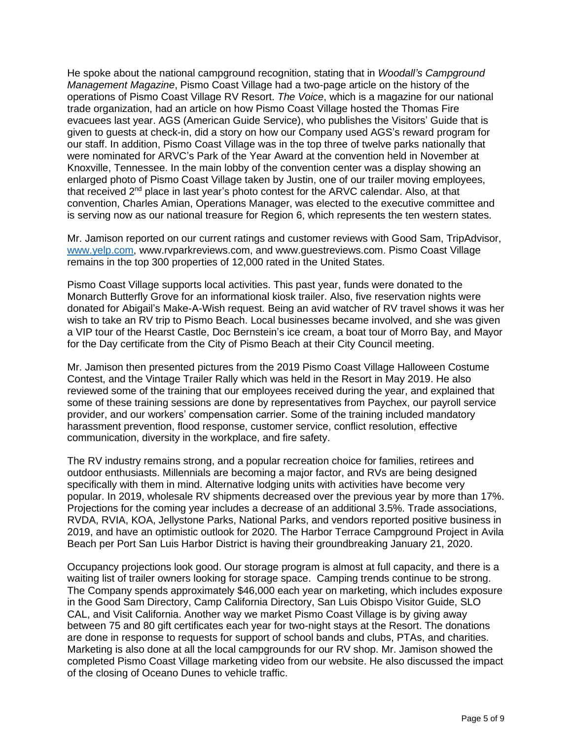He spoke about the national campground recognition, stating that in *Woodall's Campground Management Magazine*, Pismo Coast Village had a two-page article on the history of the operations of Pismo Coast Village RV Resort. *The Voice*, which is a magazine for our national trade organization, had an article on how Pismo Coast Village hosted the Thomas Fire evacuees last year. AGS (American Guide Service), who publishes the Visitors' Guide that is given to guests at check-in, did a story on how our Company used AGS's reward program for our staff. In addition, Pismo Coast Village was in the top three of twelve parks nationally that were nominated for ARVC's Park of the Year Award at the convention held in November at Knoxville, Tennessee. In the main lobby of the convention center was a display showing an enlarged photo of Pismo Coast Village taken by Justin, one of our trailer moving employees, that received 2nd place in last year's photo contest for the ARVC calendar. Also, at that convention, Charles Amian, Operations Manager, was elected to the executive committee and is serving now as our national treasure for Region 6, which represents the ten western states.

Mr. Jamison reported on our current ratings and customer reviews with Good Sam, TripAdvisor, www.yelp.com, www.rvparkreviews.com, and www.guestreviews.com. Pismo Coast Village remains in the top 300 properties of 12,000 rated in the United States.

Pismo Coast Village supports local activities. This past year, funds were donated to the Monarch Butterfly Grove for an informational kiosk trailer. Also, five reservation nights were donated for Abigail's Make-A-Wish request. Being an avid watcher of RV travel shows it was her wish to take an RV trip to Pismo Beach. Local businesses became involved, and she was given a VIP tour of the Hearst Castle, Doc Bernstein's ice cream, a boat tour of Morro Bay, and Mayor for the Day certificate from the City of Pismo Beach at their City Council meeting.

Mr. Jamison then presented pictures from the 2019 Pismo Coast Village Halloween Costume Contest, and the Vintage Trailer Rally which was held in the Resort in May 2019. He also reviewed some of the training that our employees received during the year, and explained that some of these training sessions are done by representatives from Paychex, our payroll service provider, and our workers' compensation carrier. Some of the training included mandatory harassment prevention, flood response, customer service, conflict resolution, effective communication, diversity in the workplace, and fire safety.

The RV industry remains strong, and a popular recreation choice for families, retirees and outdoor enthusiasts. Millennials are becoming a major factor, and RVs are being designed specifically with them in mind. Alternative lodging units with activities have become very popular. In 2019, wholesale RV shipments decreased over the previous year by more than 17%. Projections for the coming year includes a decrease of an additional 3.5%. Trade associations, RVDA, RVIA, KOA, Jellystone Parks, National Parks, and vendors reported positive business in 2019, and have an optimistic outlook for 2020. The Harbor Terrace Campground Project in Avila Beach per Port San Luis Harbor District is having their groundbreaking January 21, 2020.

Occupancy projections look good. Our storage program is almost at full capacity, and there is a waiting list of trailer owners looking for storage space. Camping trends continue to be strong. The Company spends approximately $46,000 each year on marketing, which includes exposure in the Good Sam Directory, Camp California Directory, San Luis Obispo Visitor Guide, SLO CAL, and Visit California. Another way we market Pismo Coast Village is by giving away between 75 and 80 gift certificates each year for two-night stays at the Resort. The donations are done in response to requests for support of school bands and clubs, PTAs, and charities. Marketing is also done at all the local campgrounds for our RV shop. Mr. Jamison showed the completed Pismo Coast Village marketing video from our website. He also discussed the impact of the closing of Oceano Dunes to vehicle traffic.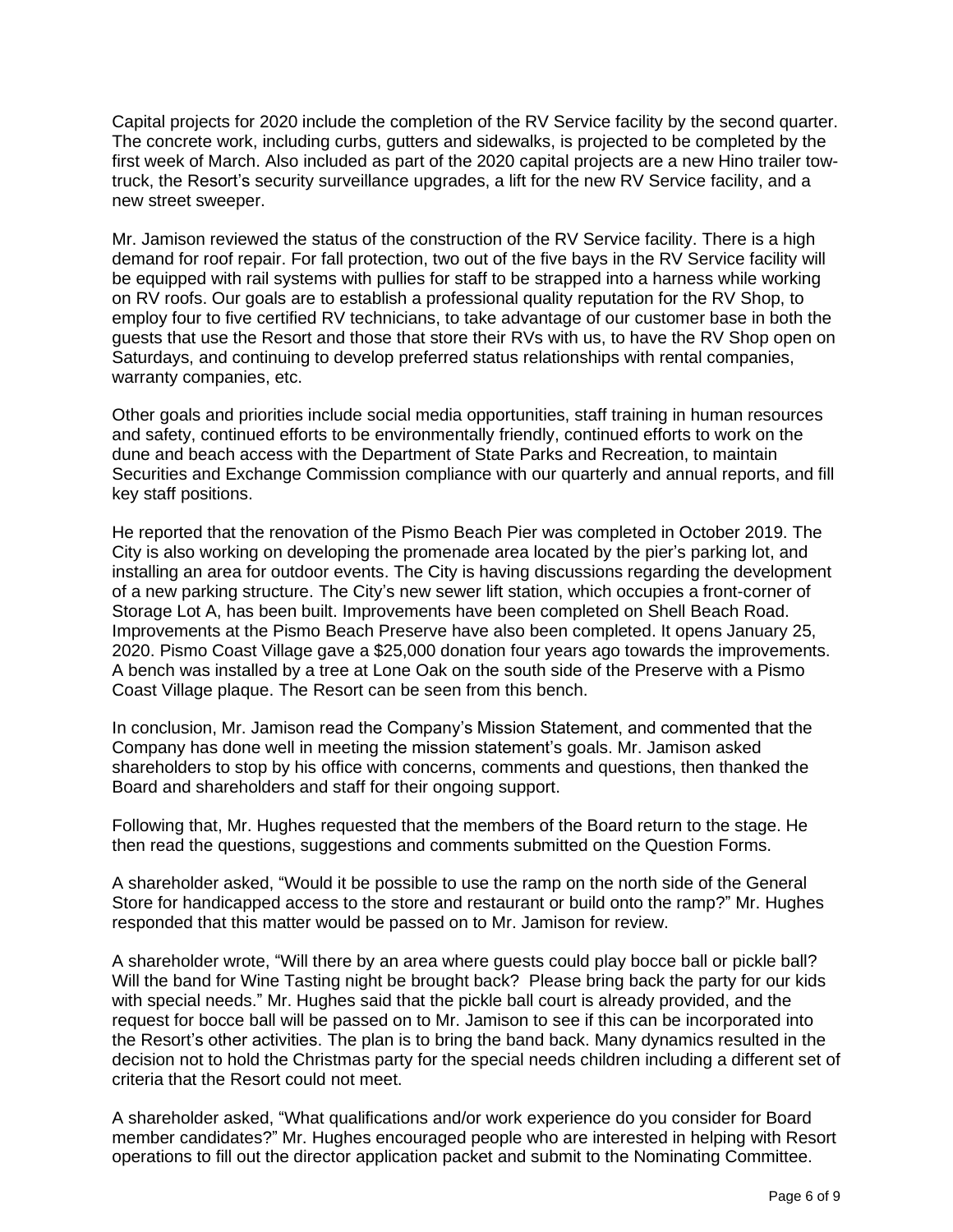Capital projects for 2020 include the completion of the RV Service facility by the second quarter. The concrete work, including curbs, gutters and sidewalks, is projected to be completed by the first week of March. Also included as part of the 2020 capital projects are a new Hino trailer tow-truck, the Resort's security surveillance upgrades, a lift for the new RV Service facility, and a new street sweeper.

Mr. Jamison reviewed the status of the construction of the RV Service facility. There is a high demand for roof repair. For fall protection, two out of the five bays in the RV Service facility will be equipped with rail systems with pullies for staff to be strapped into a harness while working on RV roofs. Our goals are to establish a professional quality reputation for the RV Shop, to employ four to five certified RV technicians, to take advantage of our customer base in both the guests that use the Resort and those that store their RVs with us, to have the RV Shop open on Saturdays, and continuing to develop preferred status relationships with rental companies, warranty companies, etc.

Other goals and priorities include social media opportunities, staff training in human resources and safety, continued efforts to be environmentally friendly, continued efforts to work on the dune and beach access with the Department of State Parks and Recreation, to maintain Securities and Exchange Commission compliance with our quarterly and annual reports, and fill key staff positions.

He reported that the renovation of the Pismo Beach Pier was completed in October 2019. The City is also working on developing the promenade area located by the pier's parking lot, and installing an area for outdoor events. The City is having discussions regarding the development of a new parking structure. The City's new sewer lift station, which occupies a front-corner of Storage Lot A, has been built. Improvements have been completed on Shell Beach Road. Improvements at the Pismo Beach Preserve have also been completed. It opens January 25, 2020. Pismo Coast Village gave a $25,000 donation four years ago towards the improvements. A bench was installed by a tree at Lone Oak on the south side of the Preserve with a Pismo Coast Village plaque. The Resort can be seen from this bench.

In conclusion, Mr. Jamison read the Company's Mission Statement, and commented that the Company has done well in meeting the mission statement's goals. Mr. Jamison asked shareholders to stop by his office with concerns, comments and questions, then thanked the Board and shareholders and staff for their ongoing support.

Following that, Mr. Hughes requested that the members of the Board return to the stage. He then read the questions, suggestions and comments submitted on the Question Forms.

A shareholder asked, "Would it be possible to use the ramp on the north side of the General Store for handicapped access to the store and restaurant or build onto the ramp?" Mr. Hughes responded that this matter would be passed on to Mr. Jamison for review.

A shareholder wrote, "Will there by an area where guests could play bocce ball or pickle ball? Will the band for Wine Tasting night be brought back? Please bring back the party for our kids with special needs." Mr. Hughes said that the pickle ball court is already provided, and the request for bocce ball will be passed on to Mr. Jamison to see if this can be incorporated into the Resort's other activities. The plan is to bring the band back. Many dynamics resulted in the decision not to hold the Christmas party for the special needs children including a different set of criteria that the Resort could not meet.

A shareholder asked, "What qualifications and/or work experience do you consider for Board member candidates?" Mr. Hughes encouraged people who are interested in helping with Resort operations to fill out the director application packet and submit to the Nominating Committee.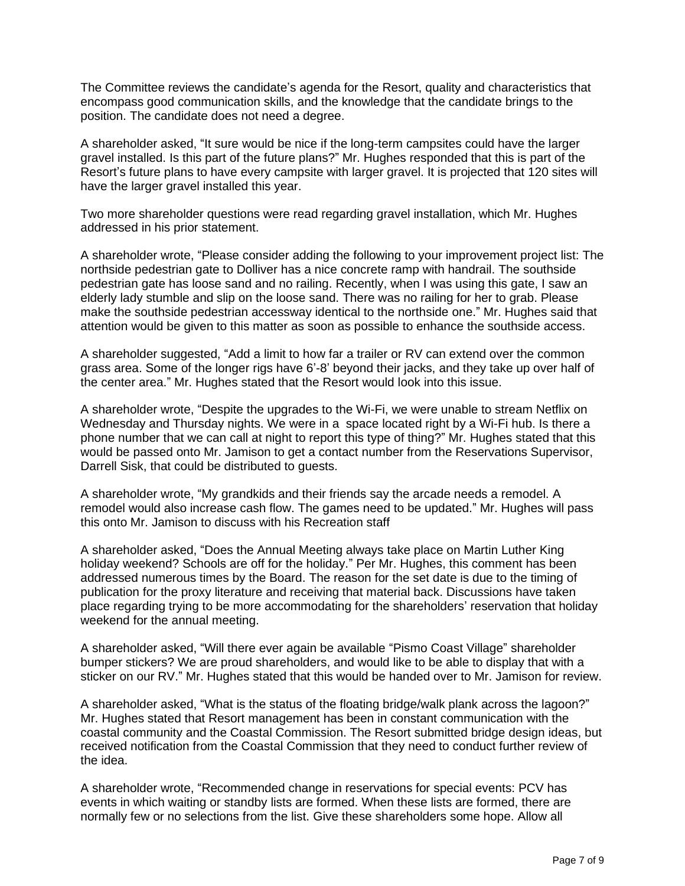The Committee reviews the candidate's agenda for the Resort, quality and characteristics that encompass good communication skills, and the knowledge that the candidate brings to the position. The candidate does not need a degree.

A shareholder asked, "It sure would be nice if the long-term campsites could have the larger gravel installed. Is this part of the future plans?" Mr. Hughes responded that this is part of the Resort's future plans to have every campsite with larger gravel. It is projected that 120 sites will have the larger gravel installed this year.

Two more shareholder questions were read regarding gravel installation, which Mr. Hughes addressed in his prior statement.

A shareholder wrote, "Please consider adding the following to your improvement project list: The northside pedestrian gate to Dolliver has a nice concrete ramp with handrail. The southside pedestrian gate has loose sand and no railing. Recently, when I was using this gate, I saw an elderly lady stumble and slip on the loose sand. There was no railing for her to grab. Please make the southside pedestrian accessway identical to the northside one." Mr. Hughes said that attention would be given to this matter as soon as possible to enhance the southside access.

A shareholder suggested, "Add a limit to how far a trailer or RV can extend over the common grass area. Some of the longer rigs have 6'-8' beyond their jacks, and they take up over half of the center area." Mr. Hughes stated that the Resort would look into this issue.

A shareholder wrote, "Despite the upgrades to the Wi-Fi, we were unable to stream Netflix on Wednesday and Thursday nights. We were in a space located right by a Wi-Fi hub. Is there a phone number that we can call at night to report this type of thing?" Mr. Hughes stated that this would be passed onto Mr. Jamison to get a contact number from the Reservations Supervisor, Darrell Sisk, that could be distributed to guests.

A shareholder wrote, "My grandkids and their friends say the arcade needs a remodel. A remodel would also increase cash flow. The games need to be updated." Mr. Hughes will pass this onto Mr. Jamison to discuss with his Recreation staff

A shareholder asked, "Does the Annual Meeting always take place on Martin Luther King holiday weekend? Schools are off for the holiday." Per Mr. Hughes, this comment has been addressed numerous times by the Board. The reason for the set date is due to the timing of publication for the proxy literature and receiving that material back. Discussions have taken place regarding trying to be more accommodating for the shareholders' reservation that holiday weekend for the annual meeting.

A shareholder asked, "Will there ever again be available "Pismo Coast Village" shareholder bumper stickers? We are proud shareholders, and would like to be able to display that with a sticker on our RV." Mr. Hughes stated that this would be handed over to Mr. Jamison for review.

A shareholder asked, "What is the status of the floating bridge/walk plank across the lagoon?" Mr. Hughes stated that Resort management has been in constant communication with the coastal community and the Coastal Commission. The Resort submitted bridge design ideas, but received notification from the Coastal Commission that they need to conduct further review of the idea.

A shareholder wrote, "Recommended change in reservations for special events: PCV has events in which waiting or standby lists are formed. When these lists are formed, there are normally few or no selections from the list. Give these shareholders some hope. Allow all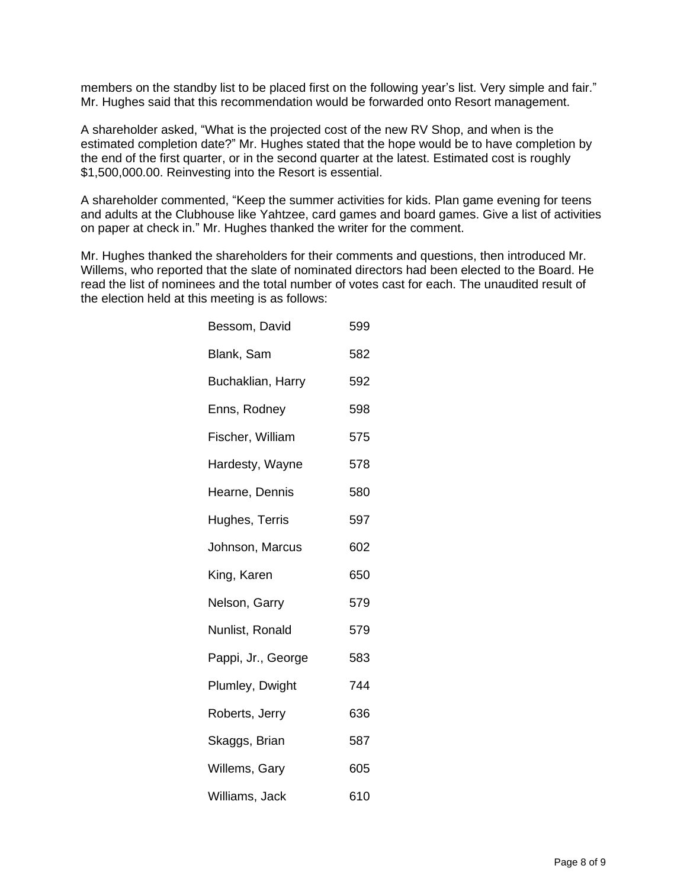members on the standby list to be placed first on the following year's list. Very simple and fair." Mr. Hughes said that this recommendation would be forwarded onto Resort management.

A shareholder asked, "What is the projected cost of the new RV Shop, and when is the estimated completion date?" Mr. Hughes stated that the hope would be to have completion by the end of the first quarter, or in the second quarter at the latest. Estimated cost is roughly $1,500,000.00. Reinvesting into the Resort is essential.

A shareholder commented, "Keep the summer activities for kids. Plan game evening for teens and adults at the Clubhouse like Yahtzee, card games and board games. Give a list of activities on paper at check in." Mr. Hughes thanked the writer for the comment.

Mr. Hughes thanked the shareholders for their comments and questions, then introduced Mr. Willems, who reported that the slate of nominated directors had been elected to the Board. He read the list of nominees and the total number of votes cast for each. The unaudited result of the election held at this meeting is as follows:

| | |
|---|---|
| Bessom, David | 599 |
| Blank, Sam | 582 |
| Buchaklian, Harry | 592 |
| Enns, Rodney | 598 |
| Fischer, William | 575 |
| Hardesty, Wayne | 578 |
| Hearne, Dennis | 580 |
| Hughes, Terris | 597 |
| Johnson, Marcus | 602 |
| King, Karen | 650 |
| Nelson, Garry | 579 |
| Nunlist, Ronald | 579 |
| Pappi, Jr., George | 583 |
| Plumley, Dwight | 744 |
| Roberts, Jerry | 636 |
| Skaggs, Brian | 587 |
| Willems, Gary | 605 |
| Williams, Jack | 610 |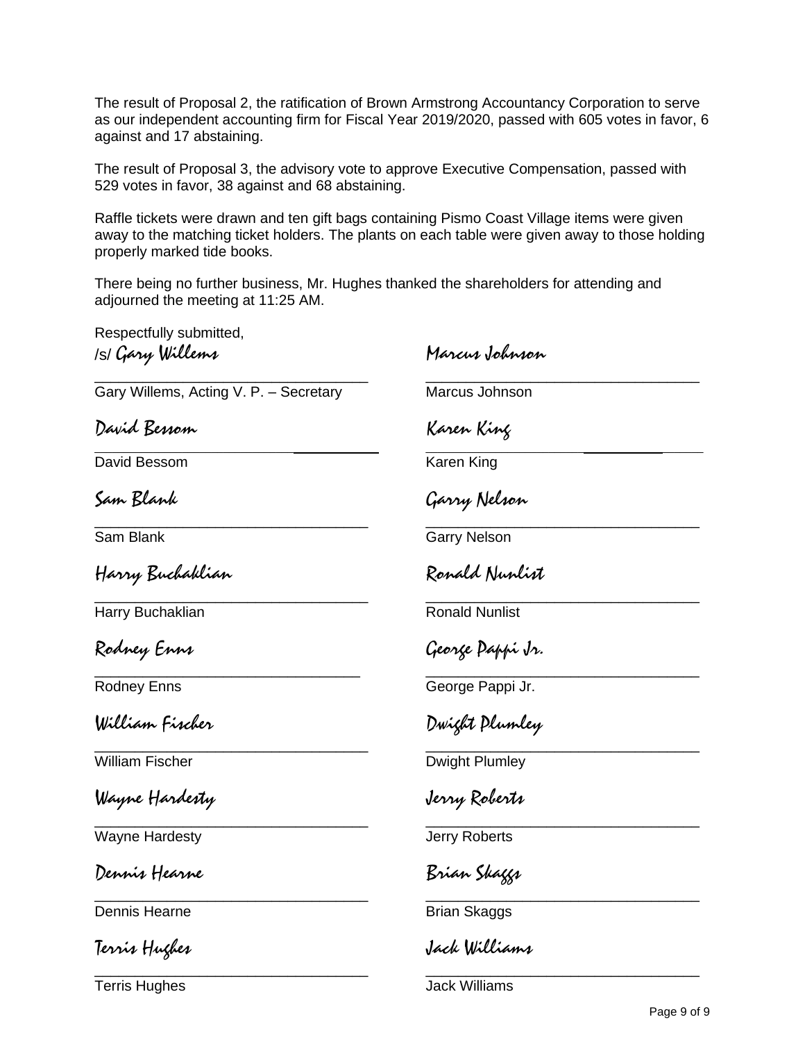The result of Proposal 2, the ratification of Brown Armstrong Accountancy Corporation to serve as our independent accounting firm for Fiscal Year 2019/2020, passed with 605 votes in favor, 6 against and 17 abstaining.

The result of Proposal 3, the advisory vote to approve Executive Compensation, passed with 529 votes in favor, 38 against and 68 abstaining.

Raffle tickets were drawn and ten gift bags containing Pismo Coast Village items were given away to the matching ticket holders. The plants on each table were given away to those holding properly marked tide books.

There being no further business, Mr. Hughes thanked the shareholders for attending and adjourned the meeting at 11:25 AM.

Respectfully submitted,

/s/ *Gary Willems*
\_\_\_\_\_\_\_\_\_\_\_\_\_\_\_\_\_\_\_\_\_\_\_\_\_\_\_\_\_\_
Gary Willems, Acting V. P. – Secretary

*David Bessom*
\_\_\_\_\_\_\_\_\_\_\_\_\_\_\_\_\_\_\_\_\_\_\_\_\_\_\_\_\_\_
David Bessom

*Sam Blank*
\_\_\_\_\_\_\_\_\_\_\_\_\_\_\_\_\_\_\_\_\_\_\_\_\_\_\_\_\_\_
Sam Blank

*Harry Buchaklian*
\_\_\_\_\_\_\_\_\_\_\_\_\_\_\_\_\_\_\_\_\_\_\_\_\_\_\_\_\_\_
Harry Buchaklian

*Rodney Enns*
\_\_\_\_\_\_\_\_\_\_\_\_\_\_\_\_\_\_\_\_\_\_\_\_\_\_\_\_\_\_
Rodney Enns

*William Fischer*
\_\_\_\_\_\_\_\_\_\_\_\_\_\_\_\_\_\_\_\_\_\_\_\_\_\_\_\_\_\_
William Fischer

*Wayne Hardesty*
\_\_\_\_\_\_\_\_\_\_\_\_\_\_\_\_\_\_\_\_\_\_\_\_\_\_\_\_\_\_
Wayne Hardesty

*Dennis Hearne*
\_\_\_\_\_\_\_\_\_\_\_\_\_\_\_\_\_\_\_\_\_\_\_\_\_\_\_\_\_\_
Dennis Hearne

*Terris Hughes*
\_\_\_\_\_\_\_\_\_\_\_\_\_\_\_\_\_\_\_\_\_\_\_\_\_\_\_\_\_\_
Terris Hughes

*Marcus Johnson*
\_\_\_\_\_\_\_\_\_\_\_\_\_\_\_\_\_\_\_\_\_\_\_\_\_\_\_\_\_\_
Marcus Johnson

*Karen King*
\_\_\_\_\_\_\_\_\_\_\_\_\_\_\_\_\_\_\_\_\_\_\_\_\_\_\_\_\_\_
Karen King

*Garry Nelson*
\_\_\_\_\_\_\_\_\_\_\_\_\_\_\_\_\_\_\_\_\_\_\_\_\_\_\_\_\_\_
Garry Nelson

*Ronald Nunlist*
\_\_\_\_\_\_\_\_\_\_\_\_\_\_\_\_\_\_\_\_\_\_\_\_\_\_\_\_\_\_
Ronald Nunlist

*George Pappi Jr.*
\_\_\_\_\_\_\_\_\_\_\_\_\_\_\_\_\_\_\_\_\_\_\_\_\_\_\_\_\_\_
George Pappi Jr.

*Dwight Plumley*
\_\_\_\_\_\_\_\_\_\_\_\_\_\_\_\_\_\_\_\_\_\_\_\_\_\_\_\_\_\_
Dwight Plumley

*Jerry Roberts*
\_\_\_\_\_\_\_\_\_\_\_\_\_\_\_\_\_\_\_\_\_\_\_\_\_\_\_\_\_\_
Jerry Roberts

*Brian Skaggs*
\_\_\_\_\_\_\_\_\_\_\_\_\_\_\_\_\_\_\_\_\_\_\_\_\_\_\_\_\_\_
Brian Skaggs

*Jack Williams*
\_\_\_\_\_\_\_\_\_\_\_\_\_\_\_\_\_\_\_\_\_\_\_\_\_\_\_\_\_\_
Jack Williams